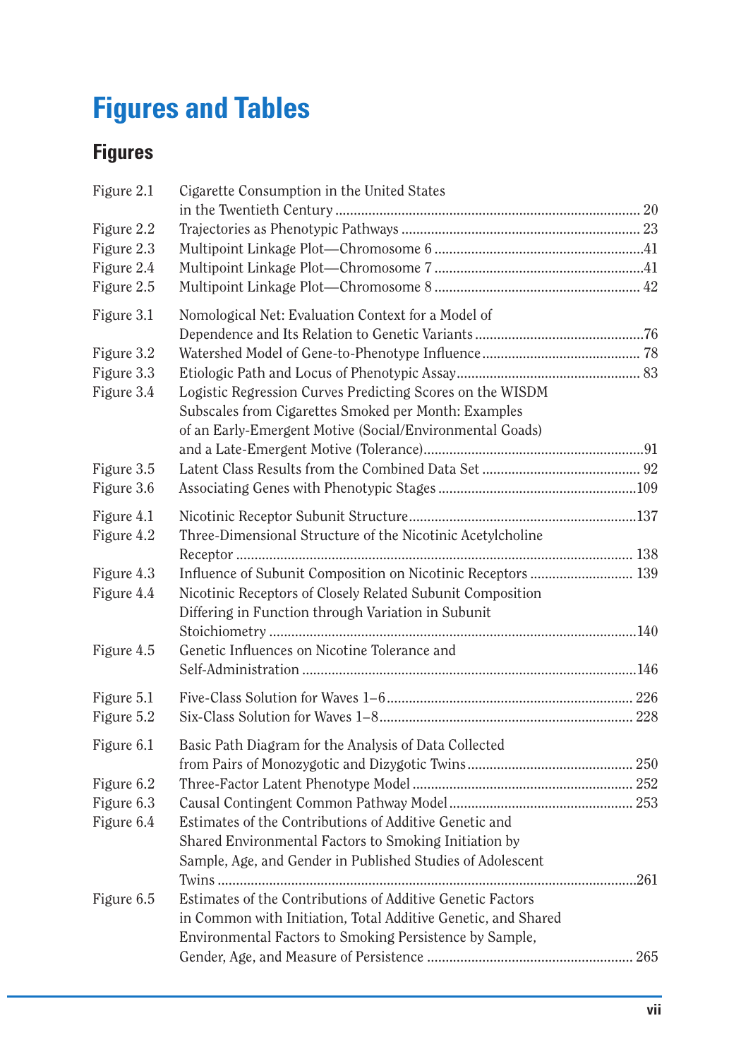# Figures and Tables

## Figures

| | | |
|---|---|---|
| Figure 2.1 | Cigarette Consumption in the United States in the Twentieth Century | 20 |
| Figure 2.2 | Trajectories as Phenotypic Pathways | 23 |
| Figure 2.3 | Multipoint Linkage Plot—Chromosome 6 | 41 |
| Figure 2.4 | Multipoint Linkage Plot—Chromosome 7 | 41 |
| Figure 2.5 | Multipoint Linkage Plot—Chromosome 8 | 42 |
| Figure 3.1 | Nomological Net: Evaluation Context for a Model of Dependence and Its Relation to Genetic Variants | 76 |
| Figure 3.2 | Watershed Model of Gene-to-Phenotype Influence | 78 |
| Figure 3.3 | Etiologic Path and Locus of Phenotypic Assay | 83 |
| Figure 3.4 | Logistic Regression Curves Predicting Scores on the WISDM Subscales from Cigarettes Smoked per Month: Examples of an Early-Emergent Motive (Social/Environmental Goads) and a Late-Emergent Motive (Tolerance) | 91 |
| Figure 3.5 | Latent Class Results from the Combined Data Set | 92 |
| Figure 3.6 | Associating Genes with Phenotypic Stages | 109 |
| Figure 4.1 | Nicotinic Receptor Subunit Structure | 137 |
| Figure 4.2 | Three-Dimensional Structure of the Nicotinic Acetylcholine Receptor | 138 |
| Figure 4.3 | Influence of Subunit Composition on Nicotinic Receptors | 139 |
| Figure 4.4 | Nicotinic Receptors of Closely Related Subunit Composition Differing in Function through Variation in Subunit Stoichiometry | 140 |
| Figure 4.5 | Genetic Influences on Nicotine Tolerance and Self-Administration | 146 |
| Figure 5.1 | Five-Class Solution for Waves 1–6 | 226 |
| Figure 5.2 | Six-Class Solution for Waves 1–8 | 228 |
| Figure 6.1 | Basic Path Diagram for the Analysis of Data Collected from Pairs of Monozygotic and Dizygotic Twins | 250 |
| Figure 6.2 | Three-Factor Latent Phenotype Model | 252 |
| Figure 6.3 | Causal Contingent Common Pathway Model | 253 |
| Figure 6.4 | Estimates of the Contributions of Additive Genetic and Shared Environmental Factors to Smoking Initiation by Sample, Age, and Gender in Published Studies of Adolescent Twins | 261 |
| Figure 6.5 | Estimates of the Contributions of Additive Genetic Factors in Common with Initiation, Total Additive Genetic, and Shared Environmental Factors to Smoking Persistence by Sample, Gender, Age, and Measure of Persistence | 265 |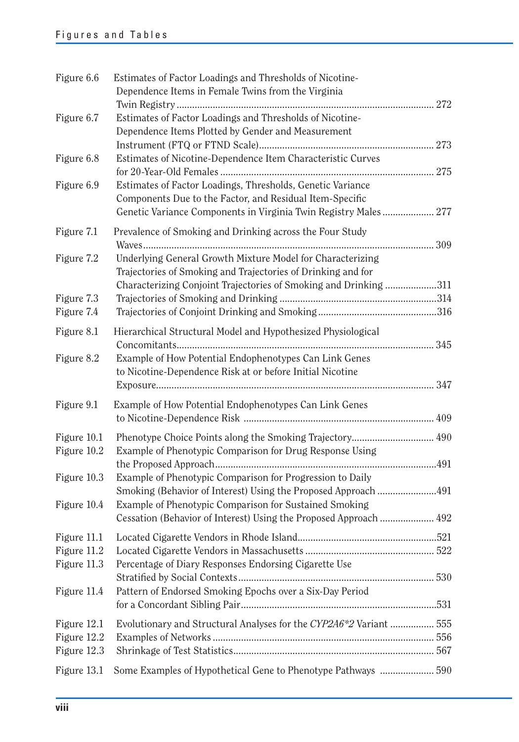| | | |
|---|---|---|
| Figure 6.6 | Estimates of Factor Loadings and Thresholds of Nicotine-Dependence Items in Female Twins from the Virginia Twin Registry | 272 |
| Figure 6.7 | Estimates of Factor Loadings and Thresholds of Nicotine-Dependence Items Plotted by Gender and Measurement Instrument (FTQ or FTND Scale) | 273 |
| Figure 6.8 | Estimates of Nicotine-Dependence Item Characteristic Curves for 20-Year-Old Females | 275 |
| Figure 6.9 | Estimates of Factor Loadings, Thresholds, Genetic Variance Components Due to the Factor, and Residual Item-Specific Genetic Variance Components in Virginia Twin Registry Males | 277 |
| Figure 7.1 | Prevalence of Smoking and Drinking across the Four Study Waves | 309 |
| Figure 7.2 | Underlying General Growth Mixture Model for Characterizing Trajectories of Smoking and Trajectories of Drinking and for Characterizing Conjoint Trajectories of Smoking and Drinking | 311 |
| Figure 7.3 | Trajectories of Smoking and Drinking | 314 |
| Figure 7.4 | Trajectories of Conjoint Drinking and Smoking | 316 |
| Figure 8.1 | Hierarchical Structural Model and Hypothesized Physiological Concomitants | 345 |
| Figure 8.2 | Example of How Potential Endophenotypes Can Link Genes to Nicotine-Dependence Risk at or before Initial Nicotine Exposure | 347 |
| Figure 9.1 | Example of How Potential Endophenotypes Can Link Genes to Nicotine-Dependence Risk | 409 |
| Figure 10.1 | Phenotype Choice Points along the Smoking Trajectory | 490 |
| Figure 10.2 | Example of Phenotypic Comparison for Drug Response Using the Proposed Approach | 491 |
| Figure 10.3 | Example of Phenotypic Comparison for Progression to Daily Smoking (Behavior of Interest) Using the Proposed Approach | 491 |
| Figure 10.4 | Example of Phenotypic Comparison for Sustained Smoking Cessation (Behavior of Interest) Using the Proposed Approach | 492 |
| Figure 11.1 | Located Cigarette Vendors in Rhode Island | 521 |
| Figure 11.2 | Located Cigarette Vendors in Massachusetts | 522 |
| Figure 11.3 | Percentage of Diary Responses Endorsing Cigarette Use Stratified by Social Contexts | 530 |
| Figure 11.4 | Pattern of Endorsed Smoking Epochs over a Six-Day Period for a Concordant Sibling Pair | 531 |
| Figure 12.1 | Evolutionary and Structural Analyses for the *CYP2A6*2* Variant | 555 |
| Figure 12.2 | Examples of Networks | 556 |
| Figure 12.3 | Shrinkage of Test Statistics | 567 |
| Figure 13.1 | Some Examples of Hypothetical Gene to Phenotype Pathways | 590 |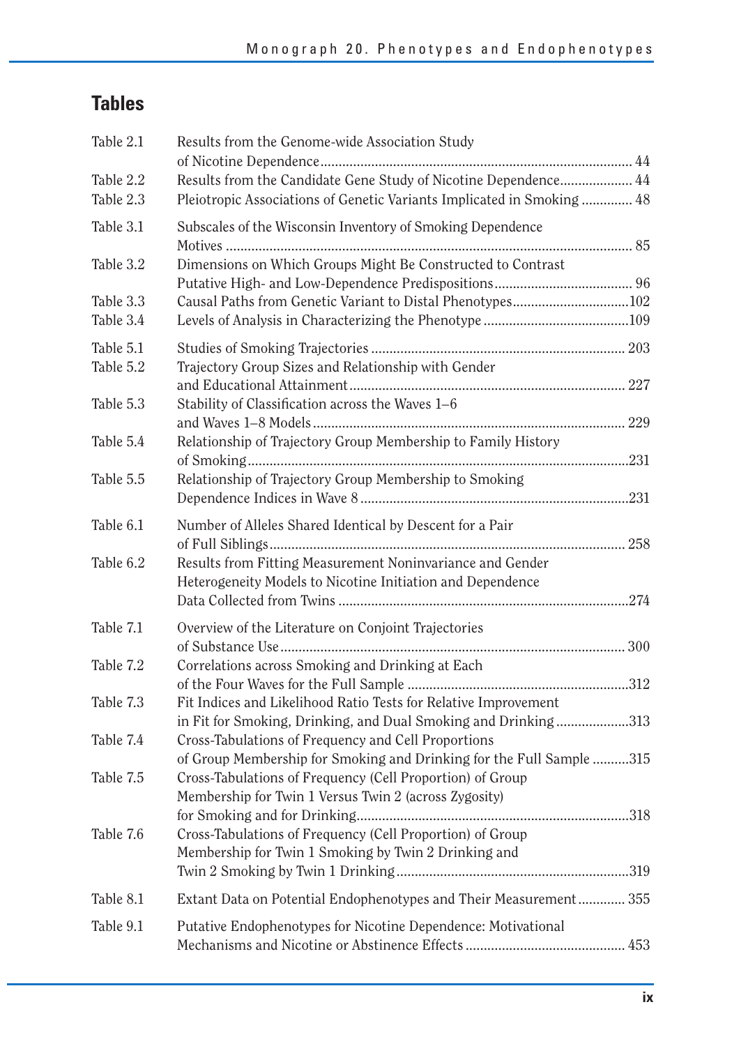## Tables

| | | |
|---|---|---|
| Table 2.1 | Results from the Genome-wide Association Study of Nicotine Dependence | 44 |
| Table 2.2 | Results from the Candidate Gene Study of Nicotine Dependence | 44 |
| Table 2.3 | Pleiotropic Associations of Genetic Variants Implicated in Smoking | 48 |
| Table 3.1 | Subscales of the Wisconsin Inventory of Smoking Dependence Motives | 85 |
| Table 3.2 | Dimensions on Which Groups Might Be Constructed to Contrast Putative High- and Low-Dependence Predispositions | 96 |
| Table 3.3 | Causal Paths from Genetic Variant to Distal Phenotypes | 102 |
| Table 3.4 | Levels of Analysis in Characterizing the Phenotype | 109 |
| Table 5.1 | Studies of Smoking Trajectories | 203 |
| Table 5.2 | Trajectory Group Sizes and Relationship with Gender and Educational Attainment | 227 |
| Table 5.3 | Stability of Classification across the Waves 1–6 and Waves 1–8 Models | 229 |
| Table 5.4 | Relationship of Trajectory Group Membership to Family History of Smoking | 231 |
| Table 5.5 | Relationship of Trajectory Group Membership to Smoking Dependence Indices in Wave 8 | 231 |
| Table 6.1 | Number of Alleles Shared Identical by Descent for a Pair of Full Siblings | 258 |
| Table 6.2 | Results from Fitting Measurement Noninvariance and Gender Heterogeneity Models to Nicotine Initiation and Dependence Data Collected from Twins | 274 |
| Table 7.1 | Overview of the Literature on Conjoint Trajectories of Substance Use | 300 |
| Table 7.2 | Correlations across Smoking and Drinking at Each of the Four Waves for the Full Sample | 312 |
| Table 7.3 | Fit Indices and Likelihood Ratio Tests for Relative Improvement in Fit for Smoking, Drinking, and Dual Smoking and Drinking | 313 |
| Table 7.4 | Cross-Tabulations of Frequency and Cell Proportions of Group Membership for Smoking and Drinking for the Full Sample | 315 |
| Table 7.5 | Cross-Tabulations of Frequency (Cell Proportion) of Group Membership for Twin 1 Versus Twin 2 (across Zygosity) for Smoking and for Drinking | 318 |
| Table 7.6 | Cross-Tabulations of Frequency (Cell Proportion) of Group Membership for Twin 1 Smoking by Twin 2 Drinking and Twin 2 Smoking by Twin 1 Drinking | 319 |
| Table 8.1 | Extant Data on Potential Endophenotypes and Their Measurement | 355 |
| Table 9.1 | Putative Endophenotypes for Nicotine Dependence: Motivational Mechanisms and Nicotine or Abstinence Effects | 453 |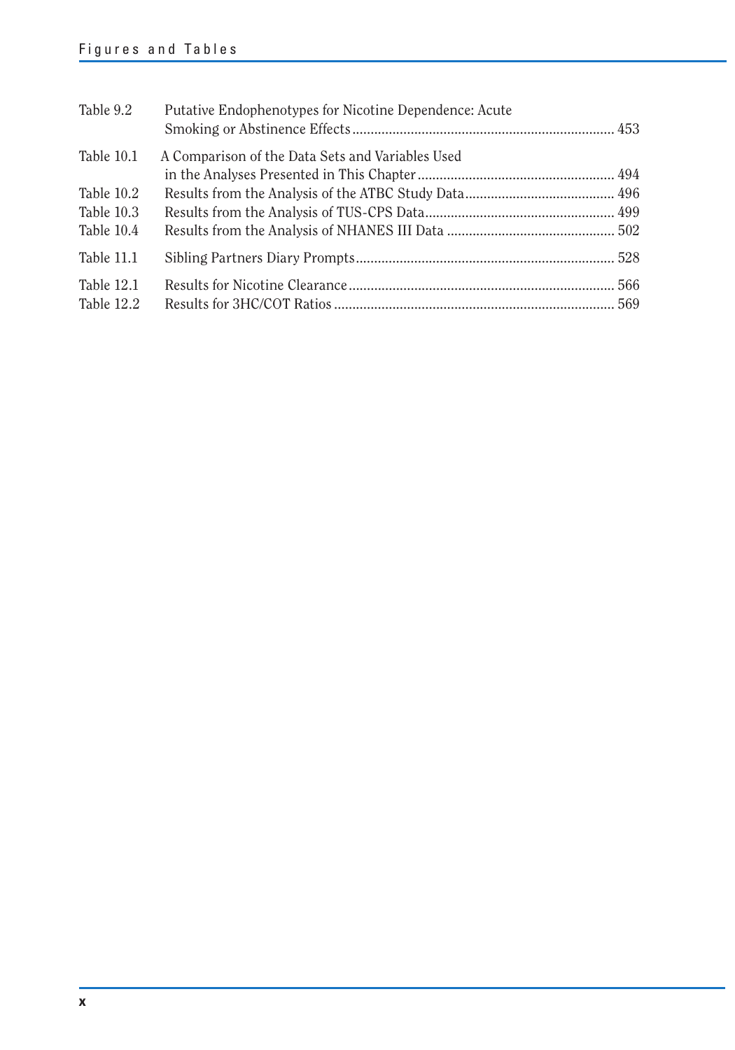| | | |
|---|---|---|
| Table 9.2 | Putative Endophenotypes for Nicotine Dependence: Acute Smoking or Abstinence Effects | 453 |
| Table 10.1 | A Comparison of the Data Sets and Variables Used in the Analyses Presented in This Chapter | 494 |
| Table 10.2 | Results from the Analysis of the ATBC Study Data | 496 |
| Table 10.3 | Results from the Analysis of TUS-CPS Data | 499 |
| Table 10.4 | Results from the Analysis of NHANES III Data | 502 |
| Table 11.1 | Sibling Partners Diary Prompts | 528 |
| Table 12.1 | Results for Nicotine Clearance | 566 |
| Table 12.2 | Results for 3HC/COT Ratios | 569 |